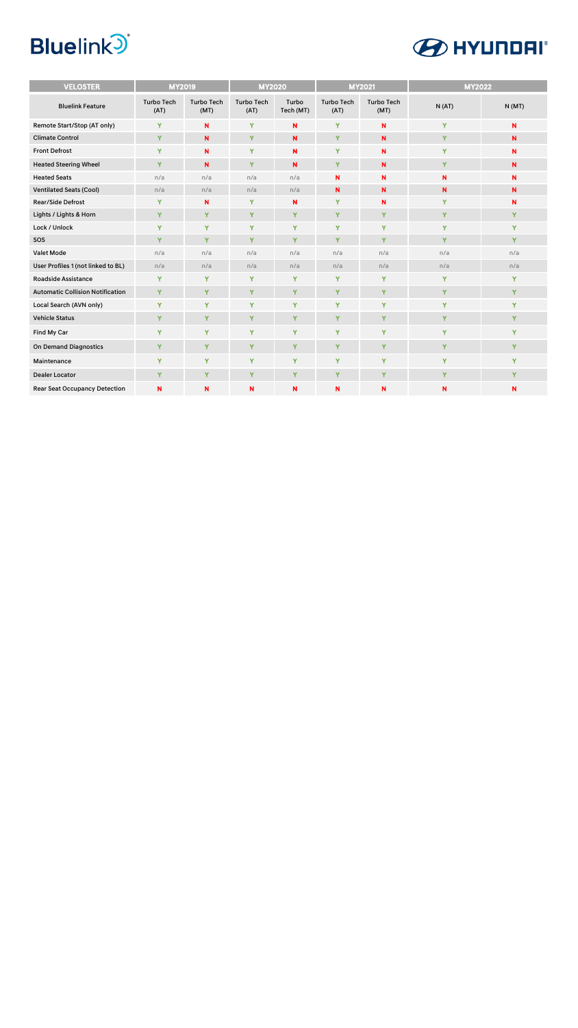Bluelink

HYUNDAI

| VELOSTER | MY2019 | | MY2020 | | MY2021 | | MY2022 | |
|---|---|---|---|---|---|---|---|---|
| Bluelink Feature | Turbo Tech (AT) | Turbo Tech (MT) | Turbo Tech (AT) | Turbo Tech (MT) | Turbo Tech (AT) | Turbo Tech (MT) | N (AT) | N (MT) |
| Remote Start/Stop (AT only) | Y | N | Y | N | Y | N | Y | N |
| Climate Control | Y | N | Y | N | Y | N | Y | N |
| Front Defrost | Y | N | Y | N | Y | N | Y | N |
| Heated Steering Wheel | Y | N | Y | N | Y | N | Y | N |
| Heated Seats | n/a | n/a | n/a | n/a | N | N | N | N |
| Ventilated Seats (Cool) | n/a | n/a | n/a | n/a | N | N | N | N |
| Rear/Side Defrost | Y | N | Y | N | Y | N | Y | N |
| Lights / Lights & Horn | Y | Y | Y | Y | Y | Y | Y | Y |
| Lock / Unlock | Y | Y | Y | Y | Y | Y | Y | Y |
| SOS | Y | Y | Y | Y | Y | Y | Y | Y |
| Valet Mode | n/a | n/a | n/a | n/a | n/a | n/a | n/a | n/a |
| User Profiles 1 (not linked to BL) | n/a | n/a | n/a | n/a | n/a | n/a | n/a | n/a |
| Roadside Assistance | Y | Y | Y | Y | Y | Y | Y | Y |
| Automatic Collision Notification | Y | Y | Y | Y | Y | Y | Y | Y |
| Local Search (AVN only) | Y | Y | Y | Y | Y | Y | Y | Y |
| Vehicle Status | Y | Y | Y | Y | Y | Y | Y | Y |
| Find My Car | Y | Y | Y | Y | Y | Y | Y | Y |
| On Demand Diagnostics | Y | Y | Y | Y | Y | Y | Y | Y |
| Maintenance | Y | Y | Y | Y | Y | Y | Y | Y |
| Dealer Locator | Y | Y | Y | Y | Y | Y | Y | Y |
| Rear Seat Occupancy Detection | N | N | N | N | N | N | N | N |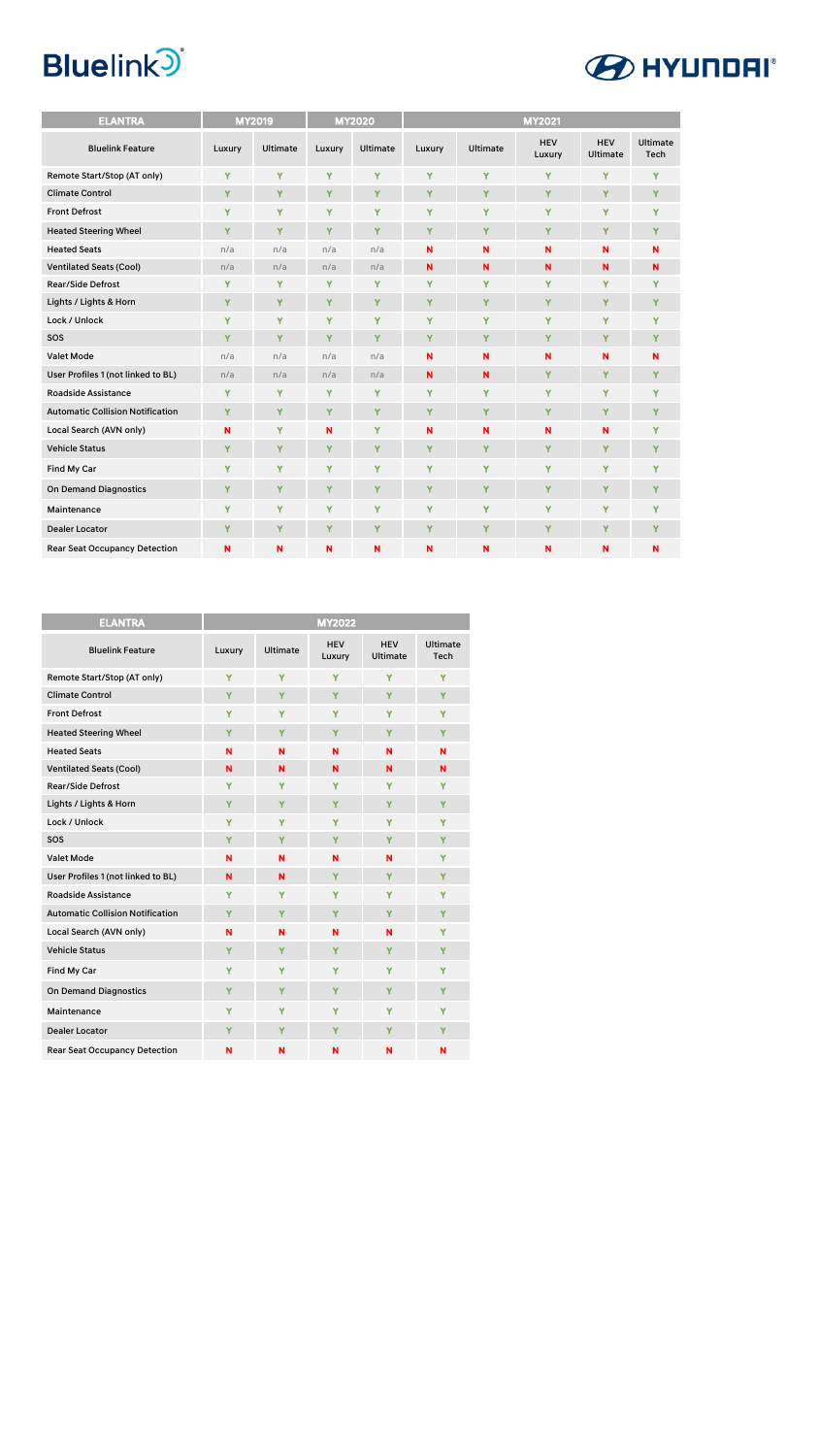Bluelink HYUNDAI

| ELANTRA | MY2019 | | MY2020 | | MY2021 | | | | |
|---|---|---|---|---|---|---|---|---|---|
| Bluelink Feature | Luxury | Ultimate | Luxury | Ultimate | Luxury | Ultimate | HEV Luxury | HEV Ultimate | Ultimate Tech |
| Remote Start/Stop (AT only) | Y | Y | Y | Y | Y | Y | Y | Y | Y |
| Climate Control | Y | Y | Y | Y | Y | Y | Y | Y | Y |
| Front Defrost | Y | Y | Y | Y | Y | Y | Y | Y | Y |
| Heated Steering Wheel | Y | Y | Y | Y | Y | Y | Y | Y | Y |
| Heated Seats | n/a | n/a | n/a | n/a | N | N | N | N | N |
| Ventilated Seats (Cool) | n/a | n/a | n/a | n/a | N | N | N | N | N |
| Rear/Side Defrost | Y | Y | Y | Y | Y | Y | Y | Y | Y |
| Lights / Lights & Horn | Y | Y | Y | Y | Y | Y | Y | Y | Y |
| Lock / Unlock | Y | Y | Y | Y | Y | Y | Y | Y | Y |
| SOS | Y | Y | Y | Y | Y | Y | Y | Y | Y |
| Valet Mode | n/a | n/a | n/a | n/a | N | N | N | N | N |
| User Profiles 1 (not linked to BL) | n/a | n/a | n/a | n/a | N | N | Y | Y | Y |
| Roadside Assistance | Y | Y | Y | Y | Y | Y | Y | Y | Y |
| Automatic Collision Notification | Y | Y | Y | Y | Y | Y | Y | Y | Y |
| Local Search (AVN only) | N | Y | N | Y | N | N | N | N | Y |
| Vehicle Status | Y | Y | Y | Y | Y | Y | Y | Y | Y |
| Find My Car | Y | Y | Y | Y | Y | Y | Y | Y | Y |
| On Demand Diagnostics | Y | Y | Y | Y | Y | Y | Y | Y | Y |
| Maintenance | Y | Y | Y | Y | Y | Y | Y | Y | Y |
| Dealer Locator | Y | Y | Y | Y | Y | Y | Y | Y | Y |
| Rear Seat Occupancy Detection | N | N | N | N | N | N | N | N | N |

| ELANTRA | MY2022 | | | | |
|---|---|---|---|---|---|
| Bluelink Feature | Luxury | Ultimate | HEV Luxury | HEV Ultimate | Ultimate Tech |
| Remote Start/Stop (AT only) | Y | Y | Y | Y | Y |
| Climate Control | Y | Y | Y | Y | Y |
| Front Defrost | Y | Y | Y | Y | Y |
| Heated Steering Wheel | Y | Y | Y | Y | Y |
| Heated Seats | N | N | N | N | N |
| Ventilated Seats (Cool) | N | N | N | N | N |
| Rear/Side Defrost | Y | Y | Y | Y | Y |
| Lights / Lights & Horn | Y | Y | Y | Y | Y |
| Lock / Unlock | Y | Y | Y | Y | Y |
| SOS | Y | Y | Y | Y | Y |
| Valet Mode | N | N | N | N | Y |
| User Profiles 1 (not linked to BL) | N | N | Y | Y | Y |
| Roadside Assistance | Y | Y | Y | Y | Y |
| Automatic Collision Notification | Y | Y | Y | Y | Y |
| Local Search (AVN only) | N | N | N | N | Y |
| Vehicle Status | Y | Y | Y | Y | Y |
| Find My Car | Y | Y | Y | Y | Y |
| On Demand Diagnostics | Y | Y | Y | Y | Y |
| Maintenance | Y | Y | Y | Y | Y |
| Dealer Locator | Y | Y | Y | Y | Y |
| Rear Seat Occupancy Detection | N | N | N | N | N |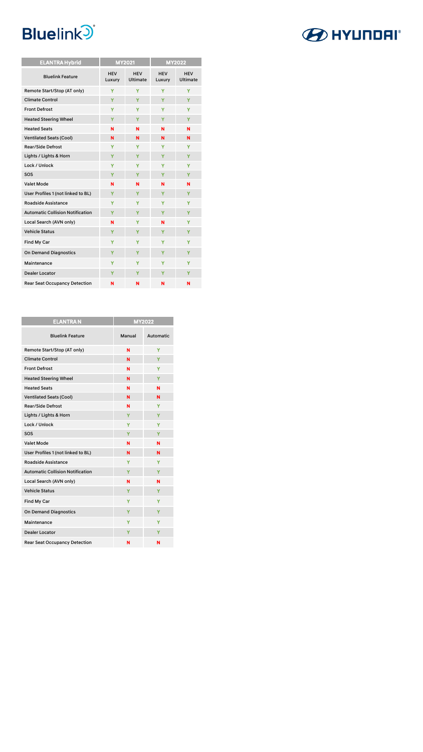Bluelink

HYUNDAI

| ELANTRA Hybrid | MY2021 | | MY2022 | |
|---|---|---|---|---|
| Bluelink Feature | HEV Luxury | HEV Ultimate | HEV Luxury | HEV Ultimate |
| Remote Start/Stop (AT only) | Y | Y | Y | Y |
| Climate Control | Y | Y | Y | Y |
| Front Defrost | Y | Y | Y | Y |
| Heated Steering Wheel | Y | Y | Y | Y |
| Heated Seats | N | N | N | N |
| Ventilated Seats (Cool) | N | N | N | N |
| Rear/Side Defrost | Y | Y | Y | Y |
| Lights / Lights & Horn | Y | Y | Y | Y |
| Lock / Unlock | Y | Y | Y | Y |
| SOS | Y | Y | Y | Y |
| Valet Mode | N | N | N | N |
| User Profiles 1 (not linked to BL) | Y | Y | Y | Y |
| Roadside Assistance | Y | Y | Y | Y |
| Automatic Collision Notification | Y | Y | Y | Y |
| Local Search (AVN only) | N | Y | N | Y |
| Vehicle Status | Y | Y | Y | Y |
| Find My Car | Y | Y | Y | Y |
| On Demand Diagnostics | Y | Y | Y | Y |
| Maintenance | Y | Y | Y | Y |
| Dealer Locator | Y | Y | Y | Y |
| Rear Seat Occupancy Detection | N | N | N | N |

| ELANTRA N | MY2022 | |
|---|---|---|
| Bluelink Feature | Manual | Automatic |
| Remote Start/Stop (AT only) | N | Y |
| Climate Control | N | Y |
| Front Defrost | N | Y |
| Heated Steering Wheel | N | Y |
| Heated Seats | N | N |
| Ventilated Seats (Cool) | N | N |
| Rear/Side Defrost | N | Y |
| Lights / Lights & Horn | Y | Y |
| Lock / Unlock | Y | Y |
| SOS | Y | Y |
| Valet Mode | N | N |
| User Profiles 1 (not linked to BL) | N | N |
| Roadside Assistance | Y | Y |
| Automatic Collision Notification | Y | Y |
| Local Search (AVN only) | N | N |
| Vehicle Status | Y | Y |
| Find My Car | Y | Y |
| On Demand Diagnostics | Y | Y |
| Maintenance | Y | Y |
| Dealer Locator | Y | Y |
| Rear Seat Occupancy Detection | N | N |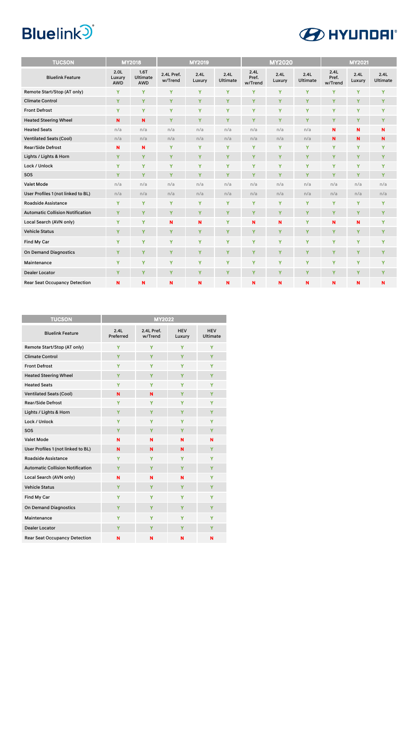Bluelink® HYUNDAI

| TUCSON | MY2018 | | MY2019 | | | MY2020 | | | MY2021 | | |
|---|---|---|---|---|---|---|---|---|---|---|---|
| Bluelink Feature | 2.0L Luxury AWD | 1.6T Ultimate AWD | 2.4L Pref. w/Trend | 2.4L Luxury | 2.4L Ultimate | 2.4L Pref. w/Trend | 2.4L Luxury | 2.4L Ultimate | 2.4L Pref. w/Trend | 2.4L Luxury | 2.4L Ultimate |
| Remote Start/Stop (AT only) | Y | Y | Y | Y | Y | Y | Y | Y | Y | Y | Y |
| Climate Control | Y | Y | Y | Y | Y | Y | Y | Y | Y | Y | Y |
| Front Defrost | Y | Y | Y | Y | Y | Y | Y | Y | Y | Y | Y |
| Heated Steering Wheel | N | N | Y | Y | Y | Y | Y | Y | Y | Y | Y |
| Heated Seats | n/a | n/a | n/a | n/a | n/a | n/a | n/a | n/a | N | N | N |
| Ventilated Seats (Cool) | n/a | n/a | n/a | n/a | n/a | n/a | n/a | n/a | N | N | N |
| Rear/Side Defrost | N | N | Y | Y | Y | Y | Y | Y | Y | Y | Y |
| Lights / Lights & Horn | Y | Y | Y | Y | Y | Y | Y | Y | Y | Y | Y |
| Lock / Unlock | Y | Y | Y | Y | Y | Y | Y | Y | Y | Y | Y |
| SOS | Y | Y | Y | Y | Y | Y | Y | Y | Y | Y | Y |
| Valet Mode | n/a | n/a | n/a | n/a | n/a | n/a | n/a | n/a | n/a | n/a | n/a |
| User Profiles 1 (not linked to BL) | n/a | n/a | n/a | n/a | n/a | n/a | n/a | n/a | n/a | n/a | n/a |
| Roadside Assistance | Y | Y | Y | Y | Y | Y | Y | Y | Y | Y | Y |
| Automatic Collision Notification | Y | Y | Y | Y | Y | Y | Y | Y | Y | Y | Y |
| Local Search (AVN only) | Y | Y | N | N | Y | N | N | Y | N | N | Y |
| Vehicle Status | Y | Y | Y | Y | Y | Y | Y | Y | Y | Y | Y |
| Find My Car | Y | Y | Y | Y | Y | Y | Y | Y | Y | Y | Y |
| On Demand Diagnostics | Y | Y | Y | Y | Y | Y | Y | Y | Y | Y | Y |
| Maintenance | Y | Y | Y | Y | Y | Y | Y | Y | Y | Y | Y |
| Dealer Locator | Y | Y | Y | Y | Y | Y | Y | Y | Y | Y | Y |
| Rear Seat Occupancy Detection | N | N | N | N | N | N | N | N | N | N | N |

| TUCSON | MY2022 | | | |
|---|---|---|---|---|
| Bluelink Feature | 2.4L Preferred | 2.4L Pref. w/Trend | HEV Luxury | HEV Ultimate |
| Remote Start/Stop (AT only) | Y | Y | Y | Y |
| Climate Control | Y | Y | Y | Y |
| Front Defrost | Y | Y | Y | Y |
| Heated Steering Wheel | Y | Y | Y | Y |
| Heated Seats | Y | Y | Y | Y |
| Ventilated Seats (Cool) | N | N | Y | Y |
| Rear/Side Defrost | Y | Y | Y | Y |
| Lights / Lights & Horn | Y | Y | Y | Y |
| Lock / Unlock | Y | Y | Y | Y |
| SOS | Y | Y | Y | Y |
| Valet Mode | N | N | N | N |
| User Profiles 1 (not linked to BL) | N | N | N | Y |
| Roadside Assistance | Y | Y | Y | Y |
| Automatic Collision Notification | Y | Y | Y | Y |
| Local Search (AVN only) | N | N | N | Y |
| Vehicle Status | Y | Y | Y | Y |
| Find My Car | Y | Y | Y | Y |
| On Demand Diagnostics | Y | Y | Y | Y |
| Maintenance | Y | Y | Y | Y |
| Dealer Locator | Y | Y | Y | Y |
| Rear Seat Occupancy Detection | N | N | N | N |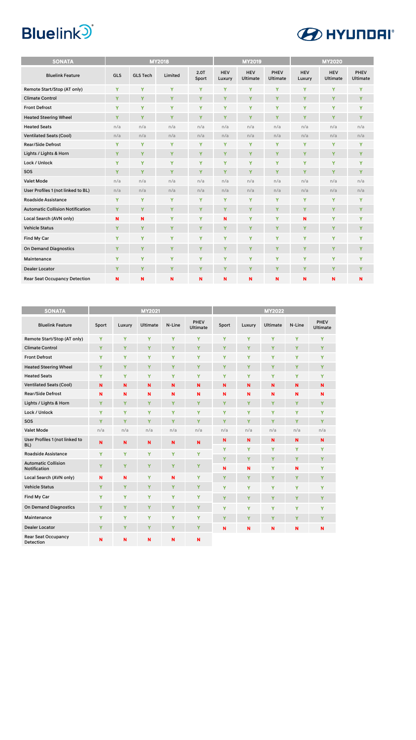| SONATA | MY2018 | | | | MY2019 | | | MY2020 | | |
|---|---|---|---|---|---|---|---|---|---|---|
| Bluelink Feature | GLS | GLS Tech | Limited | 2.0T Sport | HEV Luxury | HEV Ultimate | PHEV Ultimate | HEV Luxury | HEV Ultimate | PHEV Ultimate |
| Remote Start/Stop (AT only) | Y | Y | Y | Y | Y | Y | Y | Y | Y | Y |
| Climate Control | Y | Y | Y | Y | Y | Y | Y | Y | Y | Y |
| Front Defrost | Y | Y | Y | Y | Y | Y | Y | Y | Y | Y |
| Heated Steering Wheel | Y | Y | Y | Y | Y | Y | Y | Y | Y | Y |
| Heated Seats | n/a | n/a | n/a | n/a | n/a | n/a | n/a | n/a | n/a | n/a |
| Ventilated Seats (Cool) | n/a | n/a | n/a | n/a | n/a | n/a | n/a | n/a | n/a | n/a |
| Rear/Side Defrost | Y | Y | Y | Y | Y | Y | Y | Y | Y | Y |
| Lights / Lights & Horn | Y | Y | Y | Y | Y | Y | Y | Y | Y | Y |
| Lock / Unlock | Y | Y | Y | Y | Y | Y | Y | Y | Y | Y |
| SOS | Y | Y | Y | Y | Y | Y | Y | Y | Y | Y |
| Valet Mode | n/a | n/a | n/a | n/a | n/a | n/a | n/a | n/a | n/a | n/a |
| User Profiles 1 (not linked to BL) | n/a | n/a | n/a | n/a | n/a | n/a | n/a | n/a | n/a | n/a |
| Roadside Assistance | Y | Y | Y | Y | Y | Y | Y | Y | Y | Y |
| Automatic Collision Notification | Y | Y | Y | Y | Y | Y | Y | Y | Y | Y |
| Local Search (AVN only) | N | N | Y | Y | N | Y | Y | N | Y | Y |
| Vehicle Status | Y | Y | Y | Y | Y | Y | Y | Y | Y | Y |
| Find My Car | Y | Y | Y | Y | Y | Y | Y | Y | Y | Y |
| On Demand Diagnostics | Y | Y | Y | Y | Y | Y | Y | Y | Y | Y |
| Maintenance | Y | Y | Y | Y | Y | Y | Y | Y | Y | Y |
| Dealer Locator | Y | Y | Y | Y | Y | Y | Y | Y | Y | Y |
| Rear Seat Occupancy Detection | N | N | N | N | N | N | N | N | N | N |

| SONATA | MY2021 | | | | | MY2022 | | | | |
|---|---|---|---|---|---|---|---|---|---|---|
| Bluelink Feature | Sport | Luxury | Ultimate | N-Line | PHEV Ultimate | Sport | Luxury | Ultimate | N-Line | PHEV Ultimate |
| Remote Start/Stop (AT only) | Y | Y | Y | Y | Y | Y | Y | Y | Y | Y |
| Climate Control | Y | Y | Y | Y | Y | Y | Y | Y | Y | Y |
| Front Defrost | Y | Y | Y | Y | Y | Y | Y | Y | Y | Y |
| Heated Steering Wheel | Y | Y | Y | Y | Y | Y | Y | Y | Y | Y |
| Heated Seats | Y | Y | Y | Y | Y | Y | Y | Y | Y | Y |
| Ventilated Seats (Cool) | N | N | N | N | N | N | N | N | N | N |
| Rear/Side Defrost | N | N | N | N | N | N | N | N | N | N |
| Lights / Lights & Horn | Y | Y | Y | Y | Y | Y | Y | Y | Y | Y |
| Lock / Unlock | Y | Y | Y | Y | Y | Y | Y | Y | Y | Y |
| SOS | Y | Y | Y | Y | Y | Y | Y | Y | Y | Y |
| Valet Mode | n/a | n/a | n/a | n/a | n/a | n/a | n/a | n/a | n/a | n/a |
| User Profiles 1 (not linked to BL) | N | N | N | N | N | N | N | N | N | N |
| | | | | | | Y | Y | Y | Y | Y |
| Roadside Assistance | Y | Y | Y | Y | Y | Y | Y | Y | Y | Y |
| Automatic Collision Notification | Y | Y | Y | Y | Y | N | N | Y | N | Y |
| Local Search (AVN only) | N | N | Y | N | Y | Y | Y | Y | Y | Y |
| Vehicle Status | Y | Y | Y | Y | Y | Y | Y | Y | Y | Y |
| Find My Car | Y | Y | Y | Y | Y | Y | Y | Y | Y | Y |
| On Demand Diagnostics | Y | Y | Y | Y | Y | Y | Y | Y | Y | Y |
| Maintenance | Y | Y | Y | Y | Y | Y | Y | Y | Y | Y |
| Dealer Locator | Y | Y | Y | Y | Y | N | N | N | N | N |
| Rear Seat Occupancy Detection | N | N | N | N | N | | | | | |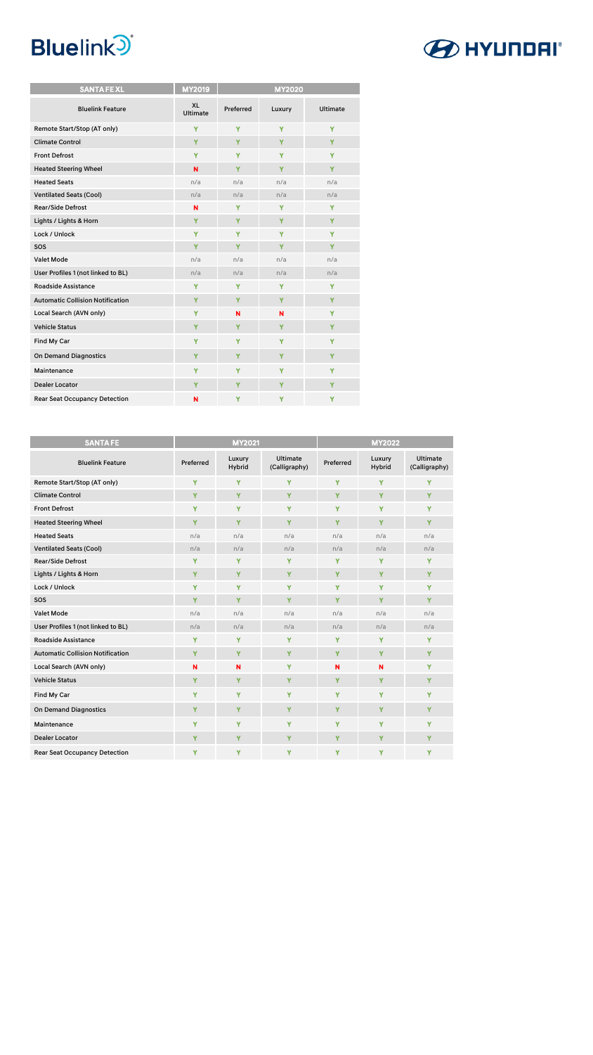Bluelink

HYUNDAI

| SANTA FE XL | MY2019 | MY2020 | | |
|---|---|---|---|---|
| Bluelink Feature | XL Ultimate | Preferred | Luxury | Ultimate |
| Remote Start/Stop (AT only) | Y | Y | Y | Y |
| Climate Control | Y | Y | Y | Y |
| Front Defrost | Y | Y | Y | Y |
| Heated Steering Wheel | N | Y | Y | Y |
| Heated Seats | n/a | n/a | n/a | n/a |
| Ventilated Seats (Cool) | n/a | n/a | n/a | n/a |
| Rear/Side Defrost | N | Y | Y | Y |
| Lights / Lights & Horn | Y | Y | Y | Y |
| Lock / Unlock | Y | Y | Y | Y |
| SOS | Y | Y | Y | Y |
| Valet Mode | n/a | n/a | n/a | n/a |
| User Profiles 1 (not linked to BL) | n/a | n/a | n/a | n/a |
| Roadside Assistance | Y | Y | Y | Y |
| Automatic Collision Notification | Y | Y | Y | Y |
| Local Search (AVN only) | Y | N | N | Y |
| Vehicle Status | Y | Y | Y | Y |
| Find My Car | Y | Y | Y | Y |
| On Demand Diagnostics | Y | Y | Y | Y |
| Maintenance | Y | Y | Y | Y |
| Dealer Locator | Y | Y | Y | Y |
| Rear Seat Occupancy Detection | N | Y | Y | Y |

| SANTA FE | MY2021 | | | MY2022 | | |
|---|---|---|---|---|---|---|
| Bluelink Feature | Preferred | Luxury Hybrid | Ultimate (Calligraphy) | Preferred | Luxury Hybrid | Ultimate (Calligraphy) |
| Remote Start/Stop (AT only) | Y | Y | Y | Y | Y | Y |
| Climate Control | Y | Y | Y | Y | Y | Y |
| Front Defrost | Y | Y | Y | Y | Y | Y |
| Heated Steering Wheel | Y | Y | Y | Y | Y | Y |
| Heated Seats | n/a | n/a | n/a | n/a | n/a | n/a |
| Ventilated Seats (Cool) | n/a | n/a | n/a | n/a | n/a | n/a |
| Rear/Side Defrost | Y | Y | Y | Y | Y | Y |
| Lights / Lights & Horn | Y | Y | Y | Y | Y | Y |
| Lock / Unlock | Y | Y | Y | Y | Y | Y |
| SOS | Y | Y | Y | Y | Y | Y |
| Valet Mode | n/a | n/a | n/a | n/a | n/a | n/a |
| User Profiles 1 (not linked to BL) | n/a | n/a | n/a | n/a | n/a | n/a |
| Roadside Assistance | Y | Y | Y | Y | Y | Y |
| Automatic Collision Notification | Y | Y | Y | Y | Y | Y |
| Local Search (AVN only) | N | N | Y | N | N | Y |
| Vehicle Status | Y | Y | Y | Y | Y | Y |
| Find My Car | Y | Y | Y | Y | Y | Y |
| On Demand Diagnostics | Y | Y | Y | Y | Y | Y |
| Maintenance | Y | Y | Y | Y | Y | Y |
| Dealer Locator | Y | Y | Y | Y | Y | Y |
| Rear Seat Occupancy Detection | Y | Y | Y | Y | Y | Y |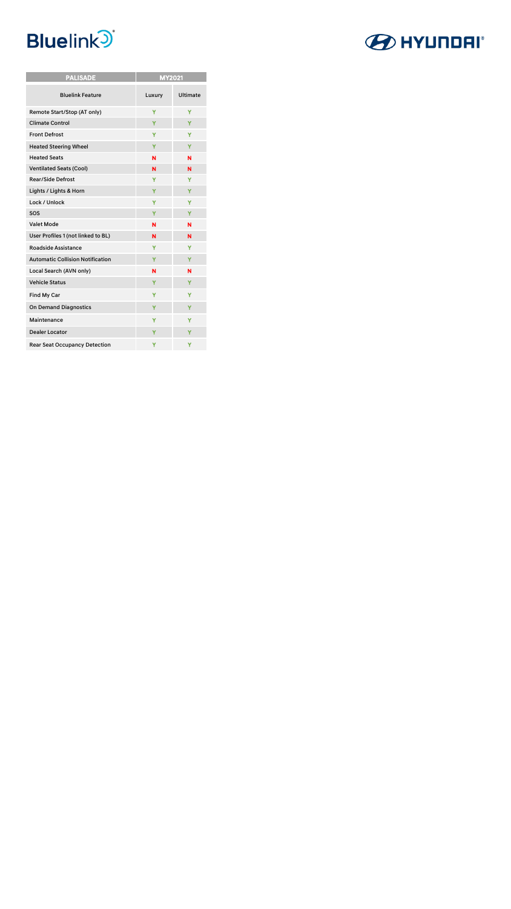Bluelink HYUNDAI

| PALISADE | MY2021 | |
| --- | --- | --- |
| Bluelink Feature | Luxury | Ultimate |
| Remote Start/Stop (AT only) | Y | Y |
| Climate Control | Y | Y |
| Front Defrost | Y | Y |
| Heated Steering Wheel | Y | Y |
| Heated Seats | N | N |
| Ventilated Seats (Cool) | N | N |
| Rear/Side Defrost | Y | Y |
| Lights / Lights & Horn | Y | Y |
| Lock / Unlock | Y | Y |
| SOS | Y | Y |
| Valet Mode | N | N |
| User Profiles 1 (not linked to BL) | N | N |
| Roadside Assistance | Y | Y |
| Automatic Collision Notification | Y | Y |
| Local Search (AVN only) | N | N |
| Vehicle Status | Y | Y |
| Find My Car | Y | Y |
| On Demand Diagnostics | Y | Y |
| Maintenance | Y | Y |
| Dealer Locator | Y | Y |
| Rear Seat Occupancy Detection | Y | Y |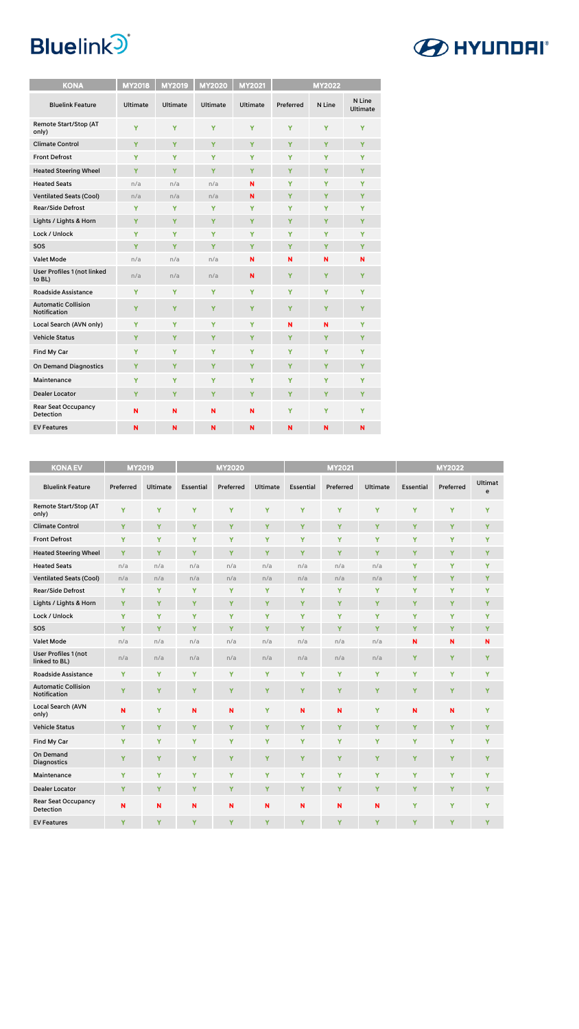Bluelink HYUNDAI

| KONA | MY2018 | MY2019 | MY2020 | MY2021 | MY2022 | | |
|---|---|---|---|---|---|---|---|
| Bluelink Feature | Ultimate | Ultimate | Ultimate | Ultimate | Preferred | N Line | N Line Ultimate |
| Remote Start/Stop (AT only) | Y | Y | Y | Y | Y | Y | Y |
| Climate Control | Y | Y | Y | Y | Y | Y | Y |
| Front Defrost | Y | Y | Y | Y | Y | Y | Y |
| Heated Steering Wheel | Y | Y | Y | Y | Y | Y | Y |
| Heated Seats | n/a | n/a | n/a | N | Y | Y | Y |
| Ventilated Seats (Cool) | n/a | n/a | n/a | N | Y | Y | Y |
| Rear/Side Defrost | Y | Y | Y | Y | Y | Y | Y |
| Lights / Lights & Horn | Y | Y | Y | Y | Y | Y | Y |
| Lock / Unlock | Y | Y | Y | Y | Y | Y | Y |
| SOS | Y | Y | Y | Y | Y | Y | Y |
| Valet Mode | n/a | n/a | n/a | N | N | N | N |
| User Profiles 1 (not linked to BL) | n/a | n/a | n/a | N | Y | Y | Y |
| Roadside Assistance | Y | Y | Y | Y | Y | Y | Y |
| Automatic Collision Notification | Y | Y | Y | Y | Y | Y | Y |
| Local Search (AVN only) | Y | Y | Y | Y | N | N | Y |
| Vehicle Status | Y | Y | Y | Y | Y | Y | Y |
| Find My Car | Y | Y | Y | Y | Y | Y | Y |
| On Demand Diagnostics | Y | Y | Y | Y | Y | Y | Y |
| Maintenance | Y | Y | Y | Y | Y | Y | Y |
| Dealer Locator | Y | Y | Y | Y | Y | Y | Y |
| Rear Seat Occupancy Detection | N | N | N | N | Y | Y | Y |
| EV Features | N | N | N | N | N | N | N |

| KONA EV | MY2019 | | MY2020 | | | MY2021 | | | MY2022 | | |
|---|---|---|---|---|---|---|---|---|---|---|---|
| Bluelink Feature | Preferred | Ultimate | Essential | Preferred | Ultimate | Essential | Preferred | Ultimate | Essential | Preferred | Ultimate |
| Remote Start/Stop (AT only) | Y | Y | Y | Y | Y | Y | Y | Y | Y | Y | Y |
| Climate Control | Y | Y | Y | Y | Y | Y | Y | Y | Y | Y | Y |
| Front Defrost | Y | Y | Y | Y | Y | Y | Y | Y | Y | Y | Y |
| Heated Steering Wheel | Y | Y | Y | Y | Y | Y | Y | Y | Y | Y | Y |
| Heated Seats | n/a | n/a | n/a | n/a | n/a | n/a | n/a | n/a | Y | Y | Y |
| Ventilated Seats (Cool) | n/a | n/a | n/a | n/a | n/a | n/a | n/a | n/a | Y | Y | Y |
| Rear/Side Defrost | Y | Y | Y | Y | Y | Y | Y | Y | Y | Y | Y |
| Lights / Lights & Horn | Y | Y | Y | Y | Y | Y | Y | Y | Y | Y | Y |
| Lock / Unlock | Y | Y | Y | Y | Y | Y | Y | Y | Y | Y | Y |
| SOS | Y | Y | Y | Y | Y | Y | Y | Y | Y | Y | Y |
| Valet Mode | n/a | n/a | n/a | n/a | n/a | n/a | n/a | n/a | N | N | N |
| User Profiles 1 (not linked to BL) | n/a | n/a | n/a | n/a | n/a | n/a | n/a | n/a | Y | Y | Y |
| Roadside Assistance | Y | Y | Y | Y | Y | Y | Y | Y | Y | Y | Y |
| Automatic Collision Notification | Y | Y | Y | Y | Y | Y | Y | Y | Y | Y | Y |
| Local Search (AVN only) | N | Y | N | N | Y | N | N | Y | N | N | Y |
| Vehicle Status | Y | Y | Y | Y | Y | Y | Y | Y | Y | Y | Y |
| Find My Car | Y | Y | Y | Y | Y | Y | Y | Y | Y | Y | Y |
| On Demand Diagnostics | Y | Y | Y | Y | Y | Y | Y | Y | Y | Y | Y |
| Maintenance | Y | Y | Y | Y | Y | Y | Y | Y | Y | Y | Y |
| Dealer Locator | Y | Y | Y | Y | Y | Y | Y | Y | Y | Y | Y |
| Rear Seat Occupancy Detection | N | N | N | N | N | N | N | N | Y | Y | Y |
| EV Features | Y | Y | Y | Y | Y | Y | Y | Y | Y | Y | Y |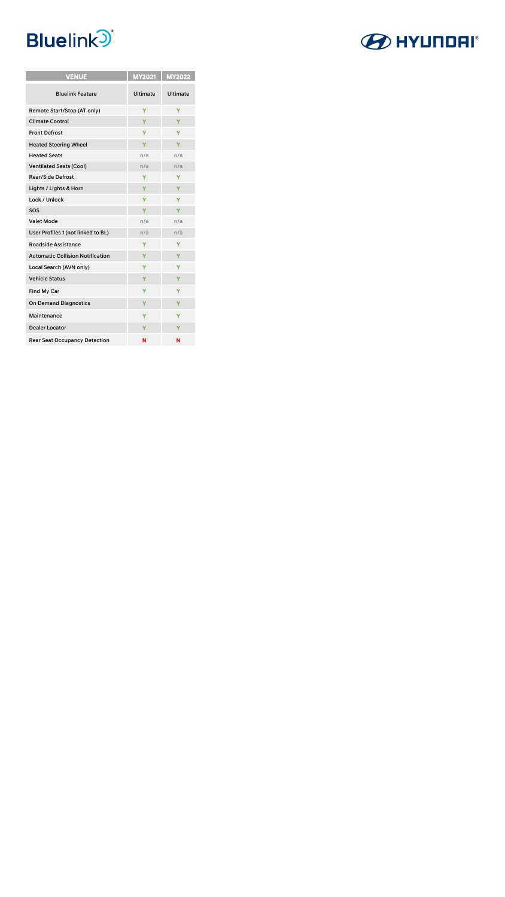Bluelink HYUNDAI

| VENUE | MY2021 | MY2022 |
|---|---|---|
| Bluelink Feature | Ultimate | Ultimate |
| Remote Start/Stop (AT only) | Y | Y |
| Climate Control | Y | Y |
| Front Defrost | Y | Y |
| Heated Steering Wheel | Y | Y |
| Heated Seats | n/a | n/a |
| Ventilated Seats (Cool) | n/a | n/a |
| Rear/Side Defrost | Y | Y |
| Lights / Lights & Horn | Y | Y |
| Lock / Unlock | Y | Y |
| SOS | Y | Y |
| Valet Mode | n/a | n/a |
| User Profiles 1 (not linked to BL) | n/a | n/a |
| Roadside Assistance | Y | Y |
| Automatic Collision Notification | Y | Y |
| Local Search (AVN only) | Y | Y |
| Vehicle Status | Y | Y |
| Find My Car | Y | Y |
| On Demand Diagnostics | Y | Y |
| Maintenance | Y | Y |
| Dealer Locator | Y | Y |
| Rear Seat Occupancy Detection | N | N |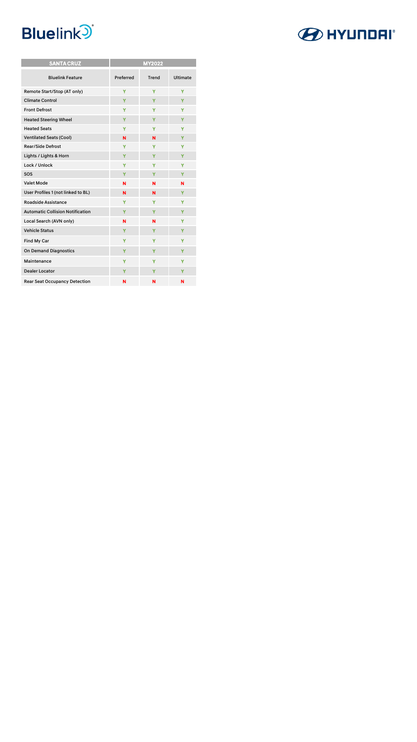Bluelink

HYUNDAI

| SANTA CRUZ | MY2022 | | |
|---|---|---|---|
| Bluelink Feature | Preferred | Trend | Ultimate |
| Remote Start/Stop (AT only) | Y | Y | Y |
| Climate Control | Y | Y | Y |
| Front Defrost | Y | Y | Y |
| Heated Steering Wheel | Y | Y | Y |
| Heated Seats | Y | Y | Y |
| Ventilated Seats (Cool) | N | N | Y |
| Rear/Side Defrost | Y | Y | Y |
| Lights / Lights & Horn | Y | Y | Y |
| Lock / Unlock | Y | Y | Y |
| SOS | Y | Y | Y |
| Valet Mode | N | N | N |
| User Profiles 1 (not linked to BL) | N | N | Y |
| Roadside Assistance | Y | Y | Y |
| Automatic Collision Notification | Y | Y | Y |
| Local Search (AVN only) | N | N | Y |
| Vehicle Status | Y | Y | Y |
| Find My Car | Y | Y | Y |
| On Demand Diagnostics | Y | Y | Y |
| Maintenance | Y | Y | Y |
| Dealer Locator | Y | Y | Y |
| Rear Seat Occupancy Detection | N | N | N |